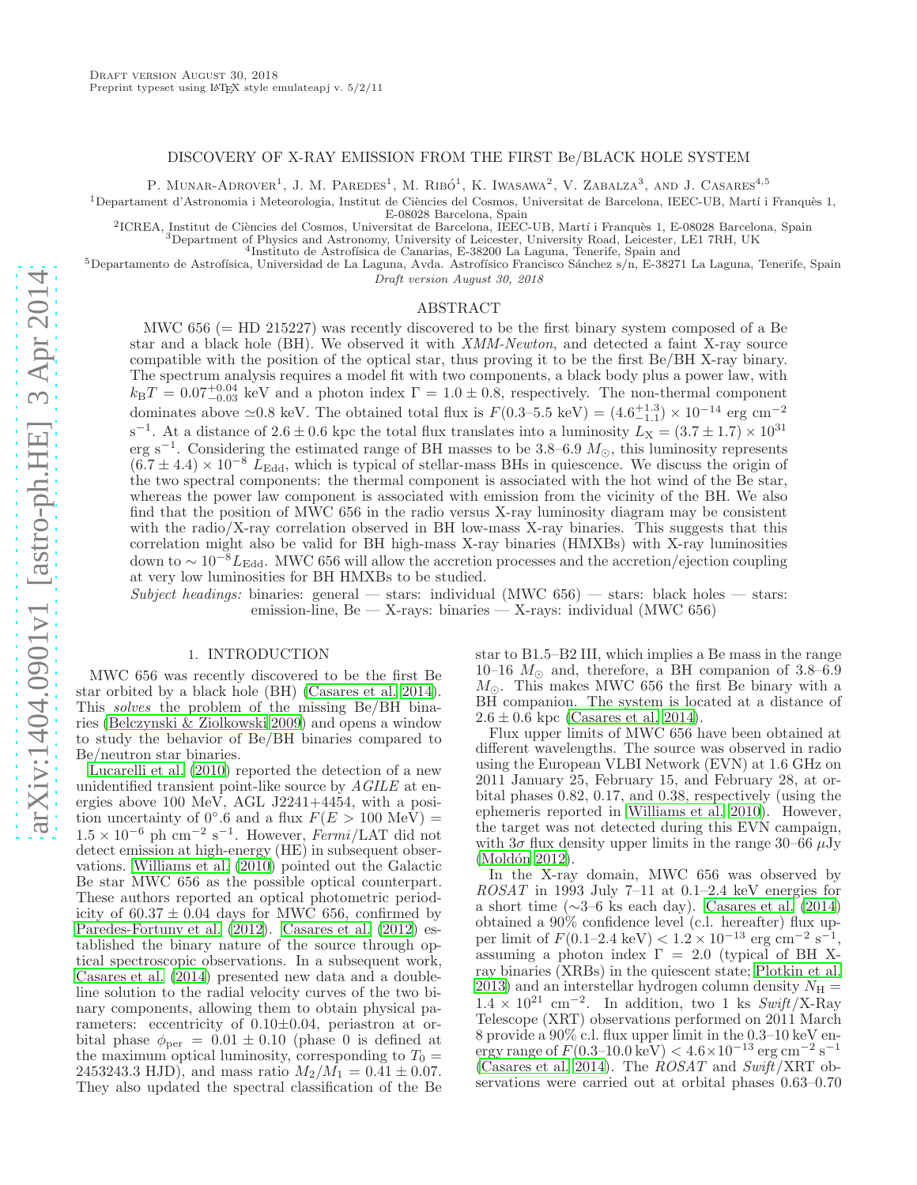Draft version August 30, 2018
Preprint typeset using LaTeX style emulateapj v. 5/2/11

# DISCOVERY OF X-RAY EMISSION FROM THE FIRST Be/BLACK HOLE SYSTEM

P. Munar-Adrover[1], J. M. Paredes[1], M. Ribó[1], K. Iwasawa[2], V. Zabalza[3], and J. Casares[4,5]

[1]Departament d'Astronomia i Meteorologia, Institut de Ciències del Cosmos, Universitat de Barcelona, IEEC-UB, Martí i Franquès 1, E-08028 Barcelona, Spain
[2]ICREA, Institut de Ciències del Cosmos, Universitat de Barcelona, IEEC-UB, Martí i Franquès 1, E-08028 Barcelona, Spain
[3]Department of Physics and Astronomy, University of Leicester, University Road, Leicester, LE1 7RH, UK
[4]Instituto de Astrofísica de Canarias, E-38200 La Laguna, Tenerife, Spain and
[5]Departamento de Astrofísica, Universidad de La Laguna, Avda. Astrofísico Francisco Sánchez s/n, E-38271 La Laguna, Tenerife, Spain

*Draft version August 30, 2018*

## ABSTRACT

MWC 656 (= HD 215227) was recently discovered to be the first binary system composed of a Be star and a black hole (BH). We observed it with *XMM-Newton*, and detected a faint X-ray source compatible with the position of the optical star, thus proving it to be the first Be/BH X-ray binary. The spectrum analysis requires a model fit with two components, a black body plus a power law, with $k_{\rm B}T = 0.07^{+0.04}_{-0.03}$ keV and a photon index $\Gamma = 1.0 \pm 0.8$, respectively. The non-thermal component dominates above $\simeq$0.8 keV. The obtained total flux is $F(0.3\text{–}5.5~\text{keV}) = (4.6^{+1.3}_{-1.1}) \times 10^{-14}$ erg cm$^{-2}$ s$^{-1}$. At a distance of $2.6 \pm 0.6$ kpc the total flux translates into a luminosity $L_{\rm X} = (3.7 \pm 1.7) \times 10^{31}$ erg s$^{-1}$. Considering the estimated range of BH masses to be 3.8–6.9 $M_\odot$, this luminosity represents $(6.7 \pm 4.4) \times 10^{-8}~L_{\rm Edd}$, which is typical of stellar-mass BHs in quiescence. We discuss the origin of the two spectral components: the thermal component is associated with the hot wind of the Be star, whereas the power law component is associated with emission from the vicinity of the BH. We also find that the position of MWC 656 in the radio versus X-ray luminosity diagram may be consistent with the radio/X-ray correlation observed in BH low-mass X-ray binaries. This suggests that this correlation might also be valid for BH high-mass X-ray binaries (HMXBs) with X-ray luminosities down to $\sim 10^{-8} L_{\rm Edd}$. MWC 656 will allow the accretion processes and the accretion/ejection coupling at very low luminosities for BH HMXBs to be studied.

*Subject headings:* binaries: general — stars: individual (MWC 656) — stars: black holes — stars: emission-line, Be — X-rays: binaries — X-rays: individual (MWC 656)

## 1. INTRODUCTION

MWC 656 was recently discovered to be the first Be star orbited by a black hole (BH) (Casares et al. 2014). This *solves* the problem of the missing Be/BH binaries (Belczynski & Ziolkowski 2009) and opens a window to study the behavior of Be/BH binaries compared to Be/neutron star binaries.

Lucarelli et al. (2010) reported the detection of a new unidentified transient point-like source by *AGILE* at energies above 100 MeV, AGL J2241+4454, with a position uncertainty of $0^\circ.6$ and a flux $F(E > 100~\text{MeV}) = 1.5 \times 10^{-6}$ ph cm$^{-2}$ s$^{-1}$. However, *Fermi*/LAT did not detect emission at high-energy (HE) in subsequent observations. Williams et al. (2010) pointed out the Galactic Be star MWC 656 as the possible optical counterpart. These authors reported an optical photometric periodicity of $60.37 \pm 0.04$ days for MWC 656, confirmed by Paredes-Fortuny et al. (2012). Casares et al. (2012) established the binary nature of the source through optical spectroscopic observations. In a subsequent work, Casares et al. (2014) presented new data and a double-line solution to the radial velocity curves of the two binary components, allowing them to obtain physical parameters: eccentricity of $0.10 \pm 0.04$, periastron at orbital phase $\phi_{\rm per} = 0.01 \pm 0.10$ (phase 0 is defined at the maximum optical luminosity, corresponding to $T_0 = 2453243.3$ HJD), and mass ratio $M_2/M_1 = 0.41 \pm 0.07$. They also updated the spectral classification of the Be star to B1.5–B2 III, which implies a Be mass in the range 10–16 $M_\odot$ and, therefore, a BH companion of 3.8–6.9 $M_\odot$. This makes MWC 656 the first Be binary with a BH companion. The system is located at a distance of $2.6 \pm 0.6$ kpc (Casares et al. 2014).

Flux upper limits of MWC 656 have been obtained at different wavelengths. The source was observed in radio using the European VLBI Network (EVN) at 1.6 GHz on 2011 January 25, February 15, and February 28, at orbital phases 0.82, 0.17, and 0.38, respectively (using the ephemeris reported in Williams et al. 2010). However, the target was not detected during this EVN campaign, with $3\sigma$ flux density upper limits in the range 30–66 $\mu$Jy (Moldón 2012).

In the X-ray domain, MWC 656 was observed by *ROSAT* in 1993 July 7–11 at 0.1–2.4 keV energies for a short time ($\sim$3–6 ks each day). Casares et al. (2014) obtained a 90% confidence level (c.l. hereafter) flux upper limit of $F(0.1\text{–}2.4~\text{keV}) < 1.2 \times 10^{-13}$ erg cm$^{-2}$ s$^{-1}$, assuming a photon index $\Gamma = 2.0$ (typical of BH X-ray binaries (XRBs) in the quiescent state; Plotkin et al. 2013) and an interstellar hydrogen column density $N_{\rm H} = 1.4 \times 10^{21}$ cm$^{-2}$. In addition, two 1 ks *Swift*/X-Ray Telescope (XRT) observations performed on 2011 March 8 provide a 90% c.l. flux upper limit in the 0.3–10 keV energy range of $F(0.3\text{–}10.0~\text{keV}) < 4.6 \times 10^{-13}$ erg cm$^{-2}$ s$^{-1}$ (Casares et al. 2014). The *ROSAT* and *Swift*/XRT observations were carried out at orbital phases 0.63–0.70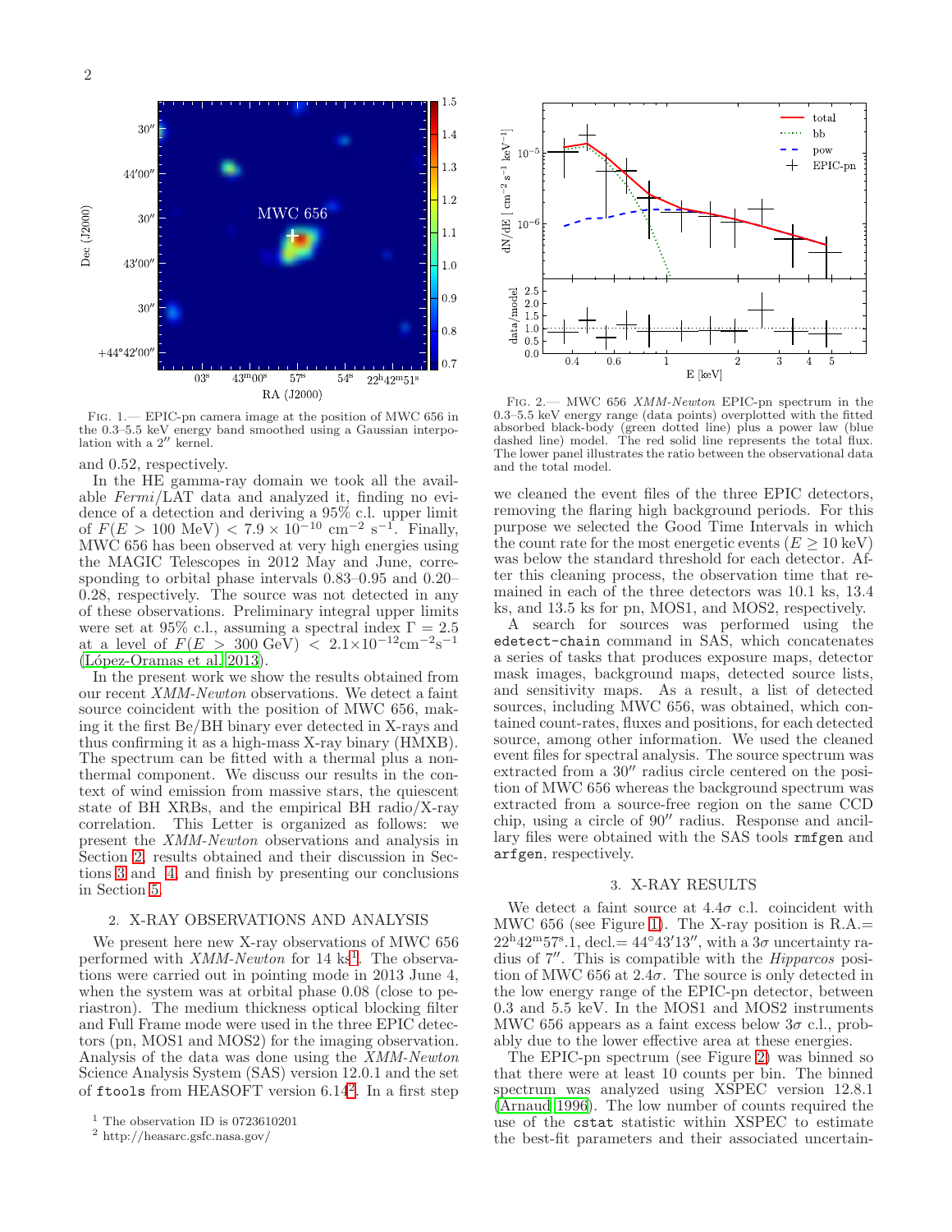FIG. 1.— EPIC-pn camera image at the position of MWC 656 in the 0.3–5.5 keV energy band smoothed using a Gaussian interpolation with a 2″ kernel.

FIG. 2.— MWC 656 *XMM-Newton* EPIC-pn spectrum in the 0.3–5.5 keV energy range (data points) overplotted with the fitted absorbed black-body (green dotted line) plus a power law (blue dashed line) model. The red solid line represents the total flux. The lower panel illustrates the ratio between the observational data and the total model.

and 0.52, respectively.

In the HE gamma-ray domain we took all the available *Fermi*/LAT data and analyzed it, finding no evidence of a detection and deriving a 95% c.l. upper limit of $F(E > 100~\text{MeV}) < 7.9 \times 10^{-10}$ cm$^{-2}$ s$^{-1}$. Finally, MWC 656 has been observed at very high energies using the MAGIC Telescopes in 2012 May and June, corresponding to orbital phase intervals 0.83–0.95 and 0.20–0.28, respectively. The source was not detected in any of these observations. Preliminary integral upper limits were set at 95% c.l., assuming a spectral index $\Gamma = 2.5$ at a level of $F(E > 300~\text{GeV}) < 2.1\times10^{-12}\text{cm}^{-2}\text{s}^{-1}$ (López-Oramas et al. 2013).

In the present work we show the results obtained from our recent *XMM-Newton* observations. We detect a faint source coincident with the position of MWC 656, making it the first Be/BH binary ever detected in X-rays and thus confirming it as a high-mass X-ray binary (HMXB). The spectrum can be fitted with a thermal plus a non-thermal component. We discuss our results in the context of wind emission from massive stars, the quiescent state of BH XRBs, and the empirical BH radio/X-ray correlation. This Letter is organized as follows: we present the *XMM-Newton* observations and analysis in Section 2, results obtained and their discussion in Sections 3 and 4, and finish by presenting our conclusions in Section 5.

## 2. X-RAY OBSERVATIONS AND ANALYSIS

We present here new X-ray observations of MWC 656 performed with *XMM-Newton* for 14 ks[1]. The observations were carried out in pointing mode in 2013 June 4, when the system was at orbital phase 0.08 (close to periastron). The medium thickness optical blocking filter and Full Frame mode were used in the three EPIC detectors (pn, MOS1 and MOS2) for the imaging observation. Analysis of the data was done using the *XMM-Newton* Science Analysis System (SAS) version 12.0.1 and the set of `ftools` from HEASOFT version 6.14[2]. In a first step we cleaned the event files of the three EPIC detectors, removing the flaring high background periods. For this purpose we selected the Good Time Intervals in which the count rate for the most energetic events ($E \geq 10$ keV) was below the standard threshold for each detector. After this cleaning process, the observation time that remained in each of the three detectors was 10.1 ks, 13.4 ks, and 13.5 ks for pn, MOS1, and MOS2, respectively.

A search for sources was performed using the `edetect-chain` command in SAS, which concatenates a series of tasks that produces exposure maps, detector mask images, background maps, detected source lists, and sensitivity maps. As a result, a list of detected sources, including MWC 656, was obtained, which contained count-rates, fluxes and positions, for each detected source, among other information. We used the cleaned event files for spectral analysis. The source spectrum was extracted from a 30″ radius circle centered on the position of MWC 656 whereas the background spectrum was extracted from a source-free region on the same CCD chip, using a circle of 90″ radius. Response and ancillary files were obtained with the SAS tools `rmfgen` and `arfgen`, respectively.

## 3. X-RAY RESULTS

We detect a faint source at $4.4\sigma$ c.l. coincident with MWC 656 (see Figure 1). The X-ray position is R.A.= $22^{\text{h}}42^{\text{m}}57^{\text{s}}.1$, decl.= $44°43'13''$, with a $3\sigma$ uncertainty radius of 7″. This is compatible with the *Hipparcos* position of MWC 656 at $2.4\sigma$. The source is only detected in the low energy range of the EPIC-pn detector, between 0.3 and 5.5 keV. In the MOS1 and MOS2 instruments MWC 656 appears as a faint excess below $3\sigma$ c.l., probably due to the lower effective area at these energies.

The EPIC-pn spectrum (see Figure 2) was binned so that there were at least 10 counts per bin. The binned spectrum was analyzed using XSPEC version 12.8.1 (Arnaud 1996). The low number of counts required the use of the `cstat` statistic within XSPEC to estimate the best-fit parameters and their associated uncertain-

[1] The observation ID is 0723610201

[2] http://heasarc.gsfc.nasa.gov/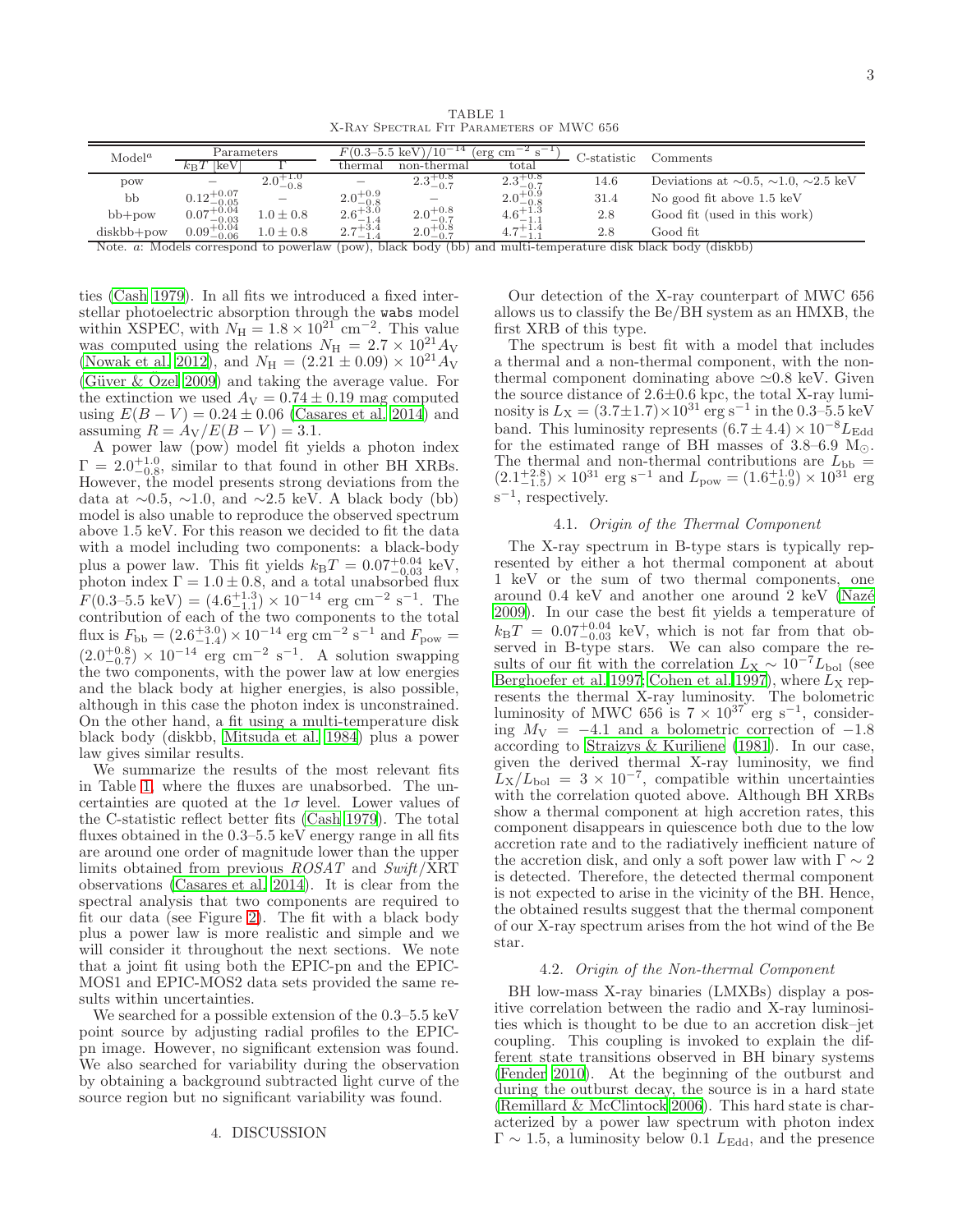TABLE 1
X-Ray Spectral Fit Parameters of MWC 656

| Model[a] | Parameters | | $F$(0.3–5.5 keV)/$10^{-14}$ (erg cm$^{-2}$ s$^{-1}$) | | | C-statistic | Comments |
|---|---|---|---|---|---|---|---|
| | $k_{\rm B}T$ [keV] | $\Gamma$ | thermal | non-thermal | total | | |
| pow | – | $2.0^{+1.0}_{-0.8}$ | – | $2.3^{+0.8}_{-0.7}$ | $2.3^{+0.8}_{-0.7}$ | 14.6 | Deviations at $\sim$0.5, $\sim$1.0, $\sim$2.5 keV |
| bb | $0.12^{+0.07}_{-0.05}$ | – | $2.0^{+0.9}_{-0.8}$ | – | $2.0^{+0.9}_{-0.8}$ | 31.4 | No good fit above 1.5 keV |
| bb+pow | $0.07^{+0.04}_{-0.03}$ | $1.0 \pm 0.8$ | $2.6^{+3.0}_{-1.4}$ | $2.0^{+0.8}_{-0.7}$ | $4.6^{+1.3}_{-1.1}$ | 2.8 | Good fit (used in this work) |
| diskbb+pow | $0.09^{+0.04}_{-0.06}$ | $1.0 \pm 0.8$ | $2.7^{+3.4}_{-1.4}$ | $2.0^{+0.8}_{-0.7}$ | $4.7^{+1.4}_{-1.1}$ | 2.8 | Good fit |

Note. *a*: Models correspond to powerlaw (pow), black body (bb) and multi-temperature disk black body (diskbb)

ties (Cash 1979). In all fits we introduced a fixed interstellar photoelectric absorption through the `wabs` model within XSPEC, with $N_{\rm H} = 1.8 \times 10^{21}$ cm$^{-2}$. This value was computed using the relations $N_{\rm H} = 2.7 \times 10^{21} A_{\rm V}$ (Nowak et al. 2012), and $N_{\rm H} = (2.21 \pm 0.09) \times 10^{21} A_{\rm V}$ (Güver & Özel 2009) and taking the average value. For the extinction we used $A_{\rm V} = 0.74 \pm 0.19$ mag computed using $E(B-V) = 0.24 \pm 0.06$ (Casares et al. 2014) and assuming $R = A_{\rm V}/E(B-V) = 3.1$.

A power law (pow) model fit yields a photon index $\Gamma = 2.0^{+1.0}_{-0.8}$, similar to that found in other BH XRBs. However, the model presents strong deviations from the data at $\sim$0.5, $\sim$1.0, and $\sim$2.5 keV. A black body (bb) model is also unable to reproduce the observed spectrum above 1.5 keV. For this reason we decided to fit the data with a model including two components: a black-body plus a power law. This fit yields $k_{\rm B}T = 0.07^{+0.04}_{-0.03}$ keV, photon index $\Gamma = 1.0 \pm 0.8$, and a total unabsorbed flux $F(0.3\text{–}5.5 \text{ keV}) = (4.6^{+1.3}_{-1.1}) \times 10^{-14}$ erg cm$^{-2}$ s$^{-1}$. The contribution of each of the two components to the total flux is $F_{\rm bb} = (2.6^{+3.0}_{-1.4}) \times 10^{-14}$ erg cm$^{-2}$ s$^{-1}$ and $F_{\rm pow} = (2.0^{+0.8}_{-0.7}) \times 10^{-14}$ erg cm$^{-2}$ s$^{-1}$. A solution swapping the two components, with the power law at low energies and the black body at higher energies, is also possible, although in this case the photon index is unconstrained. On the other hand, a fit using a multi-temperature disk black body (diskbb, Mitsuda et al. 1984) plus a power law gives similar results.

We summarize the results of the most relevant fits in Table 1, where the fluxes are unabsorbed. The uncertainties are quoted at the 1$\sigma$ level. Lower values of the C-statistic reflect better fits (Cash 1979). The total fluxes obtained in the 0.3–5.5 keV energy range in all fits are around one order of magnitude lower than the upper limits obtained from previous *ROSAT* and *Swift*/XRT observations (Casares et al. 2014). It is clear from the spectral analysis that two components are required to fit our data (see Figure 2). The fit with a black body plus a power law is more realistic and simple and we will consider it throughout the next sections. We note that a joint fit using both the EPIC-pn and the EPIC-MOS1 and EPIC-MOS2 data sets provided the same results within uncertainties.

We searched for a possible extension of the 0.3–5.5 keV point source by adjusting radial profiles to the EPIC-pn image. However, no significant extension was found. We also searched for variability during the observation by obtaining a background subtracted light curve of the source region but no significant variability was found.

## 4. DISCUSSION

Our detection of the X-ray counterpart of MWC 656 allows us to classify the Be/BH system as an HMXB, the first XRB of this type.

The spectrum is best fit with a model that includes a thermal and a non-thermal component, with the non-thermal component dominating above $\simeq$0.8 keV. Given the source distance of 2.6±0.6 kpc, the total X-ray luminosity is $L_{\rm X} = (3.7 \pm 1.7) \times 10^{31}$ erg s$^{-1}$ in the 0.3–5.5 keV band. This luminosity represents $(6.7 \pm 4.4) \times 10^{-8} L_{\rm Edd}$ for the estimated range of BH masses of 3.8–6.9 M$_\odot$. The thermal and non-thermal contributions are $L_{\rm bb} = (2.1^{+2.8}_{-1.5}) \times 10^{31}$ erg s$^{-1}$ and $L_{\rm pow} = (1.6^{+1.0}_{-0.9}) \times 10^{31}$ erg s$^{-1}$, respectively.

### 4.1. *Origin of the Thermal Component*

The X-ray spectrum in B-type stars is typically represented by either a hot thermal component at about 1 keV or the sum of two thermal components, one around 0.4 keV and another one around 2 keV (Nazé 2009). In our case the best fit yields a temperature of $k_{\rm B}T = 0.07^{+0.04}_{-0.03}$ keV, which is not far from that observed in B-type stars. We can also compare the results of our fit with the correlation $L_{\rm X} \sim 10^{-7} L_{\rm bol}$ (see Berghoefer et al. 1997; Cohen et al. 1997), where $L_{\rm X}$ represents the thermal X-ray luminosity. The bolometric luminosity of MWC 656 is $7 \times 10^{37}$ erg s$^{-1}$, considering $M_{\rm V} = -4.1$ and a bolometric correction of $-1.8$ according to Straizys & Kuriliene (1981). In our case, given the derived thermal X-ray luminosity, we find $L_{\rm X}/L_{\rm bol} = 3 \times 10^{-7}$, compatible within uncertainties with the correlation quoted above. Although BH XRBs show a thermal component at high accretion rates, this component disappears in quiescence both due to the low accretion rate and to the radiatively inefficient nature of the accretion disk, and only a soft power law with $\Gamma \sim 2$ is detected. Therefore, the detected thermal component is not expected to arise in the vicinity of the BH. Hence, the obtained results suggest that the thermal component of our X-ray spectrum arises from the hot wind of the Be star.

### 4.2. *Origin of the Non-thermal Component*

BH low-mass X-ray binaries (LMXBs) display a positive correlation between the radio and X-ray luminosities which is thought to be due to an accretion disk–jet coupling. This coupling is invoked to explain the different state transitions observed in BH binary systems (Fender 2010). At the beginning of the outburst and during the outburst decay, the source is in a hard state (Remillard & McClintock 2006). This hard state is characterized by a power law spectrum with photon index $\Gamma \sim 1.5$, a luminosity below 0.1 $L_{\rm Edd}$, and the presence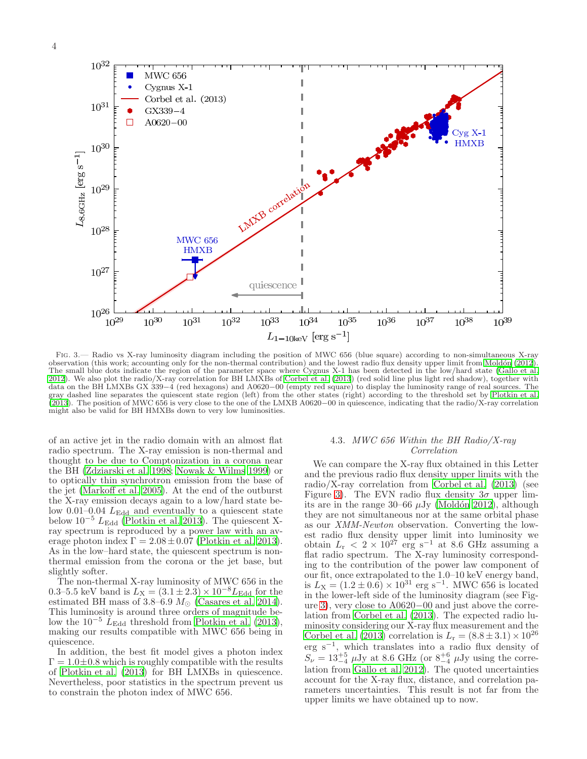FIG. 3.— Radio vs X-ray luminosity diagram including the position of MWC 656 (blue square) according to non-simultaneous X-ray observation (this work; accounting only for the non-thermal contribution) and the lowest radio flux density upper limit from Moldón (2012). The small blue dots indicate the region of the parameter space where Cygnus X-1 has been detected in the low/hard state (Gallo et al. 2012). We also plot the radio/X-ray correlation for BH LMXBs of Corbel et al. (2013) (red solid line plus light red shadow), together with data on the BH LMXBs GX 339−4 (red hexagons) and A0620−00 (empty red square) to display the luminosity range of real sources. The gray dashed line separates the quiescent state region (left) from the other states (right) according to the threshold set by Plotkin et al. (2013). The position of MWC 656 is very close to the one of the LMXB A0620−00 in quiescence, indicating that the radio/X-ray correlation might also be valid for BH HMXBs down to very low luminosities.

of an active jet in the radio domain with an almost flat radio spectrum. The X-ray emission is non-thermal and thought to be due to Comptonization in a corona near the BH (Zdziarski et al. 1998; Nowak & Wilms 1999) or to optically thin synchrotron emission from the base of the jet (Markoff et al. 2005). At the end of the outburst the X-ray emission decays again to a low/hard state below 0.01–0.04 $L_{\rm Edd}$ and eventually to a quiescent state below $10^{-5}$ $L_{\rm Edd}$ (Plotkin et al. 2013). The quiescent X-ray spectrum is reproduced by a power law with an average photon index $\Gamma = 2.08 \pm 0.07$ (Plotkin et al. 2013). As in the low–hard state, the quiescent spectrum is non-thermal emission from the corona or the jet base, but slightly softer.

The non-thermal X-ray luminosity of MWC 656 in the 0.3–5.5 keV band is $L_{\rm X} = (3.1 \pm 2.3) \times 10^{-8} L_{\rm Edd}$ for the estimated BH mass of 3.8–6.9 $M_{\odot}$ (Casares et al. 2014). This luminosity is around three orders of magnitude below the $10^{-5}$ $L_{\rm Edd}$ threshold from Plotkin et al. (2013), making our results compatible with MWC 656 being in quiescence.

In addition, the best fit model gives a photon index $\Gamma = 1.0 \pm 0.8$ which is roughly compatible with the results of Plotkin et al. (2013) for BH LMXBs in quiescence. Nevertheless, poor statistics in the spectrum prevent us to constrain the photon index of MWC 656.

### 4.3. *MWC 656 Within the BH Radio/X-ray Correlation*

We can compare the X-ray flux obtained in this Letter and the previous radio flux density upper limits with the radio/X-ray correlation from Corbel et al. (2013) (see Figure 3). The EVN radio flux density $3\sigma$ upper limits are in the range 30–66 $\mu$Jy (Moldón 2012), although they are not simultaneous nor at the same orbital phase as our *XMM-Newton* observation. Converting the lowest radio flux density upper limit into luminosity we obtain $L_{\rm r} < 2 \times 10^{27}$ erg s$^{-1}$ at 8.6 GHz assuming a flat radio spectrum. The X-ray luminosity corresponding to the contribution of the power law component of our fit, once extrapolated to the 1.0–10 keV energy band, is $L_{\rm X} = (1.2 \pm 0.6) \times 10^{31}$ erg s$^{-1}$. MWC 656 is located in the lower-left side of the luminosity diagram (see Figure 3), very close to A0620−00 and just above the correlation from Corbel et al. (2013). The expected radio luminosity considering our X-ray flux measurement and the Corbel et al. (2013) correlation is $L_{\rm r} = (8.8 \pm 3.1) \times 10^{26}$ erg s$^{-1}$, which translates into a radio flux density of $S_{\nu} = 13^{+5}_{-4}$ $\mu$Jy at 8.6 GHz (or $8^{+6}_{-4}$ $\mu$Jy using the correlation from Gallo et al. 2012). The quoted uncertainties account for the X-ray flux, distance, and correlation parameters uncertainties. This result is not far from the upper limits we have obtained up to now.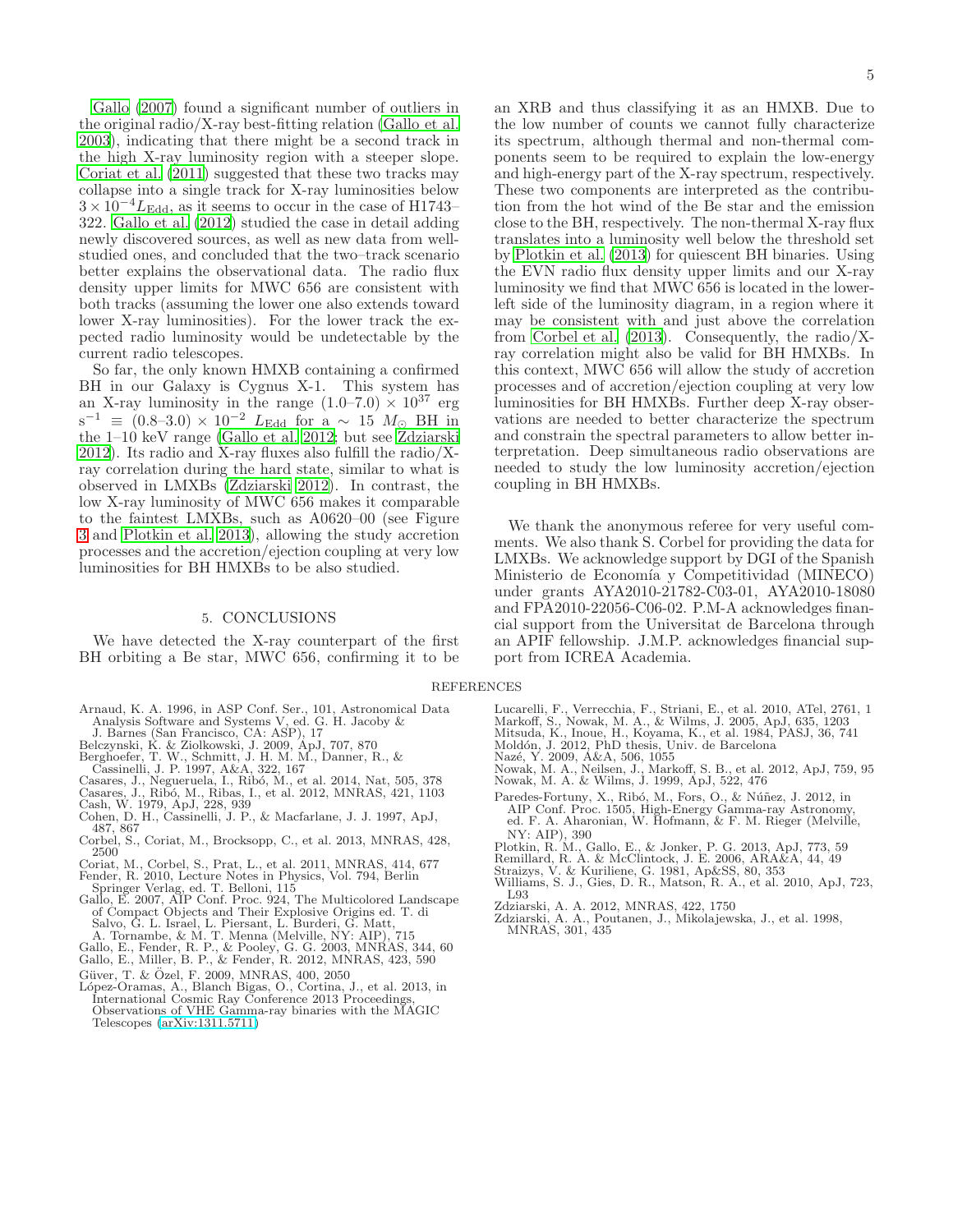Gallo (2007) found a significant number of outliers in the original radio/X-ray best-fitting relation (Gallo et al. 2003), indicating that there might be a second track in the high X-ray luminosity region with a steeper slope. Coriat et al. (2011) suggested that these two tracks may collapse into a single track for X-ray luminosities below $3 \times 10^{-4} L_{\rm Edd}$, as it seems to occur in the case of H1743–322. Gallo et al. (2012) studied the case in detail adding newly discovered sources, as well as new data from well-studied ones, and concluded that the two–track scenario better explains the observational data. The radio flux density upper limits for MWC 656 are consistent with both tracks (assuming the lower one also extends toward lower X-ray luminosities). For the lower track the expected radio luminosity would be undetectable by the current radio telescopes.

So far, the only known HMXB containing a confirmed BH in our Galaxy is Cygnus X-1. This system has an X-ray luminosity in the range $(1.0\text{–}7.0) \times 10^{37}$ erg s$^{-1}$ $\equiv$ $(0.8\text{–}3.0) \times 10^{-2}$ $L_{\rm Edd}$ for a $\sim$ 15 $M_{\odot}$ BH in the 1–10 keV range (Gallo et al. 2012; but see Zdziarski 2012). Its radio and X-ray fluxes also fulfill the radio/X-ray correlation during the hard state, similar to what is observed in LMXBs (Zdziarski 2012). In contrast, the low X-ray luminosity of MWC 656 makes it comparable to the faintest LMXBs, such as A0620–00 (see Figure 3 and Plotkin et al. 2013), allowing the study accretion processes and the accretion/ejection coupling at very low luminosities for BH HMXBs to be also studied.

## 5. CONCLUSIONS

We have detected the X-ray counterpart of the first BH orbiting a Be star, MWC 656, confirming it to be an XRB and thus classifying it as an HMXB. Due to the low number of counts we cannot fully characterize its spectrum, although thermal and non-thermal components seem to be required to explain the low-energy and high-energy part of the X-ray spectrum, respectively. These two components are interpreted as the contribution from the hot wind of the Be star and the emission close to the BH, respectively. The non-thermal X-ray flux translates into a luminosity well below the threshold set by Plotkin et al. (2013) for quiescent BH binaries. Using the EVN radio flux density upper limits and our X-ray luminosity we find that MWC 656 is located in the lower-left side of the luminosity diagram, in a region where it may be consistent with and just above the correlation from Corbel et al. (2013). Consequently, the radio/X-ray correlation might also be valid for BH HMXBs. In this context, MWC 656 will allow the study of accretion processes and of accretion/ejection coupling at very low luminosities for BH HMXBs. Further deep X-ray observations are needed to better characterize the spectrum and constrain the spectral parameters to allow better interpretation. Deep simultaneous radio observations are needed to study the low luminosity accretion/ejection coupling in BH HMXBs.

We thank the anonymous referee for very useful comments. We also thank S. Corbel for providing the data for LMXBs. We acknowledge support by DGI of the Spanish Ministerio de Economía y Competitividad (MINECO) under grants AYA2010-21782-C03-01, AYA2010-18080 and FPA2010-22056-C06-02. P.M-A acknowledges financial support from the Universitat de Barcelona through an APIF fellowship. J.M.P. acknowledges financial support from ICREA Academia.

## REFERENCES

Arnaud, K. A. 1996, in ASP Conf. Ser., 101, Astronomical Data Analysis Software and Systems V, ed. G. H. Jacoby & J. Barnes (San Francisco, CA: ASP), 17

Belczynski, K. & Ziolkowski, J. 2009, ApJ, 707, 870

Berghoefer, T. W., Schmitt, J. H. M. M., Danner, R., & Cassinelli, J. P. 1997, A&A, 322, 167

Casares, J., Negueruela, I., Ribó, M., et al. 2014, Nat, 505, 378

Casares, J., Ribó, M., Ribas, I., et al. 2012, MNRAS, 421, 1103

Cash, W. 1979, ApJ, 228, 939

Cohen, D. H., Cassinelli, J. P., & Macfarlane, J. J. 1997, ApJ, 487, 867

Corbel, S., Coriat, M., Brocksopp, C., et al. 2013, MNRAS, 428, 2500

Coriat, M., Corbel, S., Prat, L., et al. 2011, MNRAS, 414, 677

Fender, R. 2010, Lecture Notes in Physics, Vol. 794, Berlin Springer Verlag, ed. T. Belloni, 115

Gallo, E. 2007, AIP Conf. Proc. 924, The Multicolored Landscape of Compact Objects and Their Explosive Origins ed. T. di Salvo, G. L. Israel, L. Piersant, L. Burderi, G. Matt, A. Tornambe, & M. T. Menna (Melville, NY: AIP), 715

Gallo, E., Fender, R. P., & Pooley, G. G. 2003, MNRAS, 344, 60

Gallo, E., Miller, B. P., & Fender, R. 2012, MNRAS, 423, 590

Güver, T. & Özel, F. 2009, MNRAS, 400, 2050

López-Oramas, A., Blanch Bigas, O., Cortina, J., et al. 2013, in International Cosmic Ray Conference 2013 Proceedings, Observations of VHE Gamma-ray binaries with the MAGIC Telescopes (arXiv:1311.5711)

Lucarelli, F., Verrecchia, F., Striani, E., et al. 2010, ATel, 2761, 1

Markoff, S., Nowak, M. A., & Wilms, J. 2005, ApJ, 635, 1203

Mitsuda, K., Inoue, H., Koyama, K., et al. 1984, PASJ, 36, 741

Moldón, J. 2012, PhD thesis, Univ. de Barcelona

Nazé, Y. 2009, A&A, 506, 1055

Nowak, M. A., Neilsen, J., Markoff, S. B., et al. 2012, ApJ, 759, 95

Nowak, M. A. & Wilms, J. 1999, ApJ, 522, 476

Paredes-Fortuny, X., Ribó, M., Fors, O., & Núñez, J. 2012, in AIP Conf. Proc. 1505, High-Energy Gamma-ray Astronomy, ed. F. A. Aharonian, W. Hofmann, & F. M. Rieger (Melville, NY: AIP), 390

Plotkin, R. M., Gallo, E., & Jonker, P. G. 2013, ApJ, 773, 59

Remillard, R. A. & McClintock, J. E. 2006, ARA&A, 44, 49

Straizys, V. & Kuriliene, G. 1981, Ap&SS, 80, 353

Williams, S. J., Gies, D. R., Matson, R. A., et al. 2010, ApJ, 723, L93

Zdziarski, A. A. 2012, MNRAS, 422, 1750

Zdziarski, A. A., Poutanen, J., Mikolajewska, J., et al. 1998, MNRAS, 301, 435